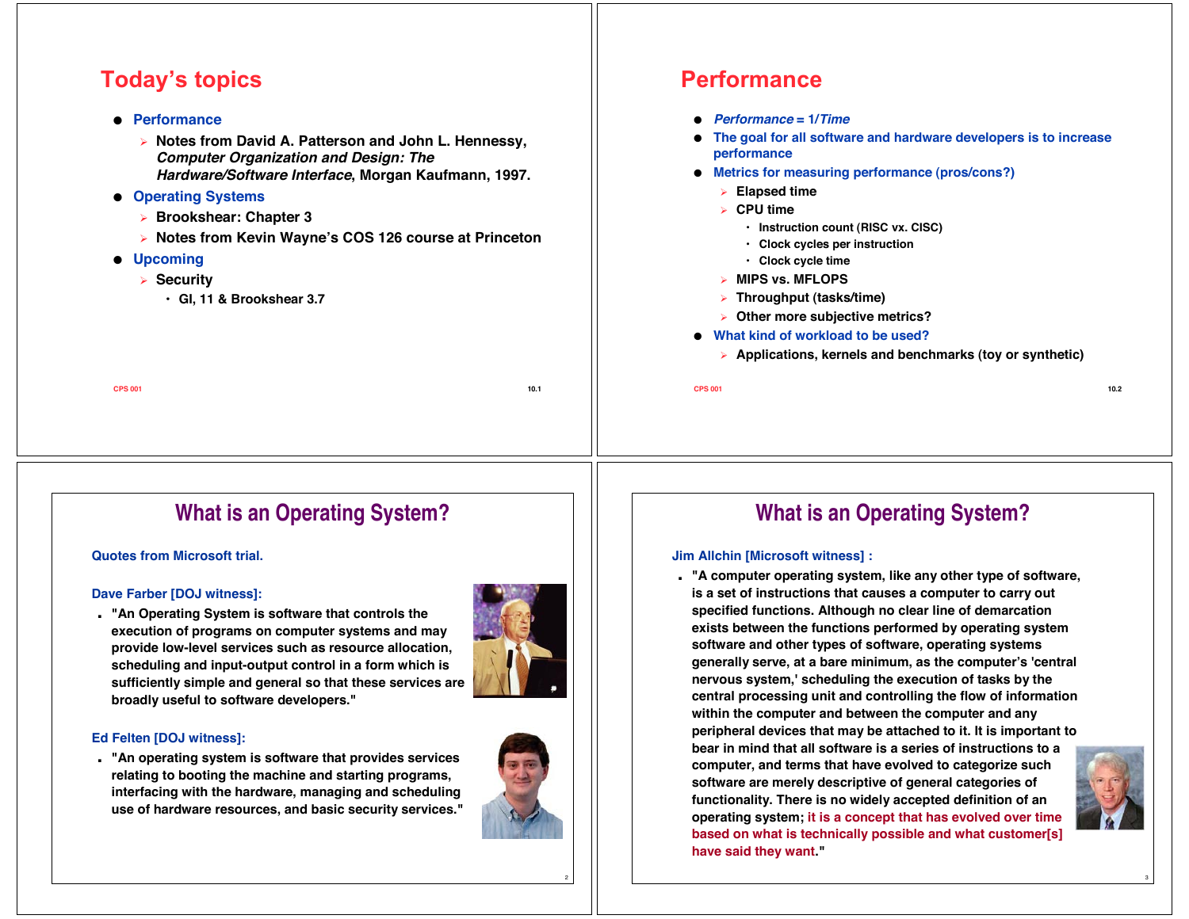# Today's topics

- **Performance**
  - Notes from David A. Patterson and John L. Hennessy, *Computer Organization and Design: The Hardware/Software Interface*, Morgan Kaufmann, 1997.
- **Operating Systems**
  - Brookshear: Chapter 3
  - Notes from Kevin Wayne's COS 126 course at Princeton
- **Upcoming**
  - Security
    - GI, 11 & Brookshear 3.7

# Performance

- *Performance* = 1/*Time*
- The goal for all software and hardware developers is to increase performance
- Metrics for measuring performance (pros/cons?)
  - Elapsed time
  - CPU time
    - Instruction count (RISC vx. CISC)
    - Clock cycles per instruction
    - Clock cycle time
  - MIPS vs. MFLOPS
  - Throughput (tasks/time)
  - Other more subjective metrics?
- What kind of workload to be used?
  - Applications, kernels and benchmarks (toy or synthetic)

# What is an Operating System?

**Quotes from Microsoft trial.**

**Dave Farber [DOJ witness]:**

- "An Operating System is software that controls the execution of programs on computer systems and may provide low-level services such as resource allocation, scheduling and input-output control in a form which is sufficiently simple and general so that these services are broadly useful to software developers."

**Ed Felten [DOJ witness]:**

- "An operating system is software that provides services relating to booting the machine and starting programs, interfacing with the hardware, managing and scheduling use of hardware resources, and basic security services."

# What is an Operating System?

**Jim Allchin [Microsoft witness] :**

- "A computer operating system, like any other type of software, is a set of instructions that causes a computer to carry out specified functions. Although no clear line of demarcation exists between the functions performed by operating system software and other types of software, operating systems generally serve, at a bare minimum, as the computer's 'central nervous system,' scheduling the execution of tasks by the central processing unit and controlling the flow of information within the computer and between the computer and any peripheral devices that may be attached to it. It is important to bear in mind that all software is a series of instructions to a computer, and terms that have evolved to categorize such software are merely descriptive of general categories of functionality. There is no widely accepted definition of an operating system; it is a concept that has evolved over time based on what is technically possible and what customer[s] have said they want."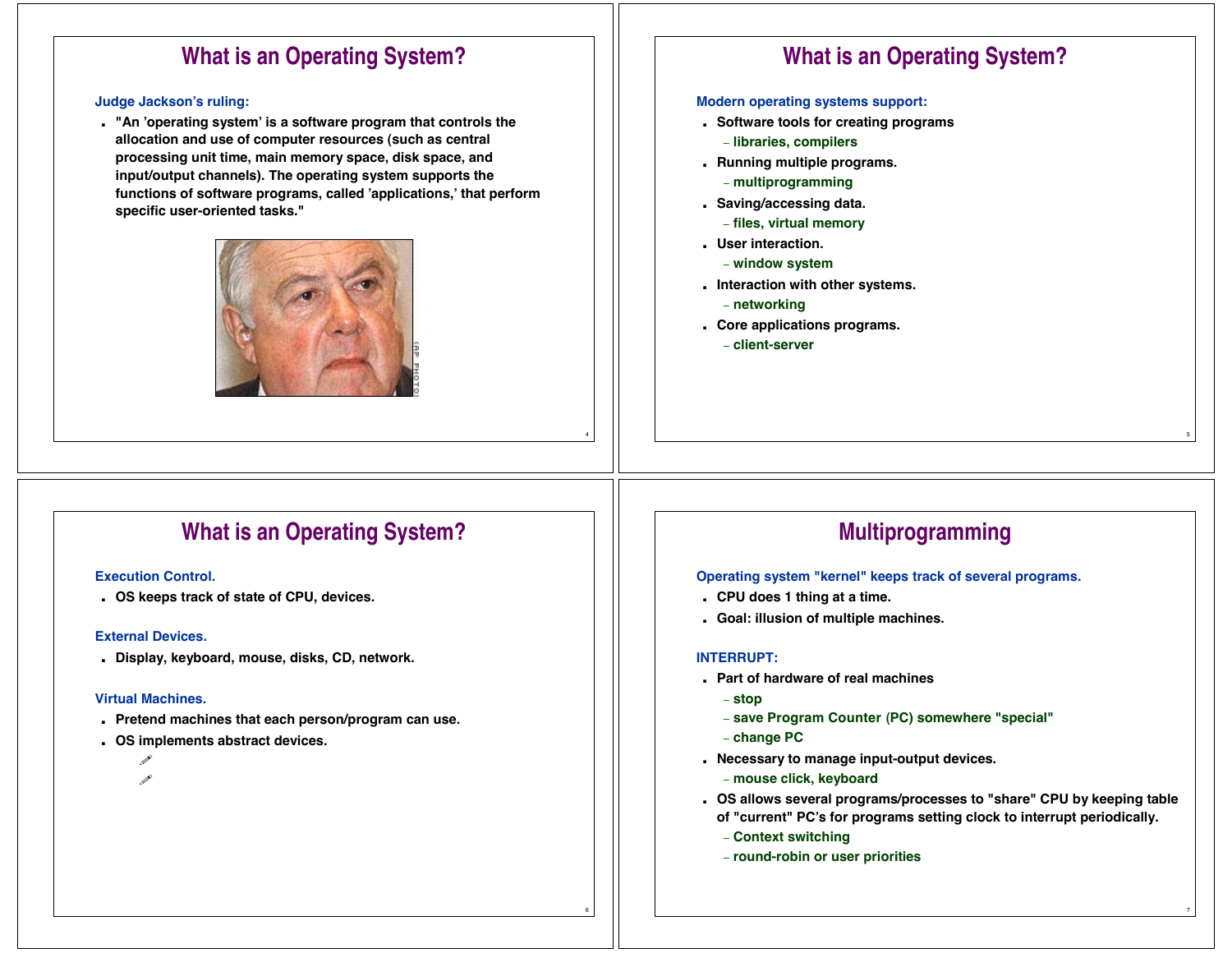## What is an Operating System?

**Judge Jackson's ruling:**

- "An 'operating system' is a software program that controls the allocation and use of computer resources (such as central processing unit time, main memory space, disk space, and input/output channels). The operating system supports the functions of software programs, called 'applications,' that perform specific user-oriented tasks."

## What is an Operating System?

**Modern operating systems support:**

- Software tools for creating programs
  - libraries, compilers
- Running multiple programs.
  - multiprogramming
- Saving/accessing data.
  - files, virtual memory
- User interaction.
  - window system
- Interaction with other systems.
  - networking
- Core applications programs.
  - client-server

## What is an Operating System?

**Execution Control.**

- OS keeps track of state of CPU, devices.

**External Devices.**

- Display, keyboard, mouse, disks, CD, network.

**Virtual Machines.**

- Pretend machines that each person/program can use.
- OS implements abstract devices.

## Multiprogramming

**Operating system "kernel" keeps track of several programs.**

- CPU does 1 thing at a time.
- Goal: illusion of multiple machines.

**INTERRUPT:**

- Part of hardware of real machines
  - stop
  - save Program Counter (PC) somewhere "special"
  - change PC
- Necessary to manage input-output devices.
  - mouse click, keyboard
- OS allows several programs/processes to "share" CPU by keeping table of "current" PC's for programs setting clock to interrupt periodically.
  - Context switching
  - round-robin or user priorities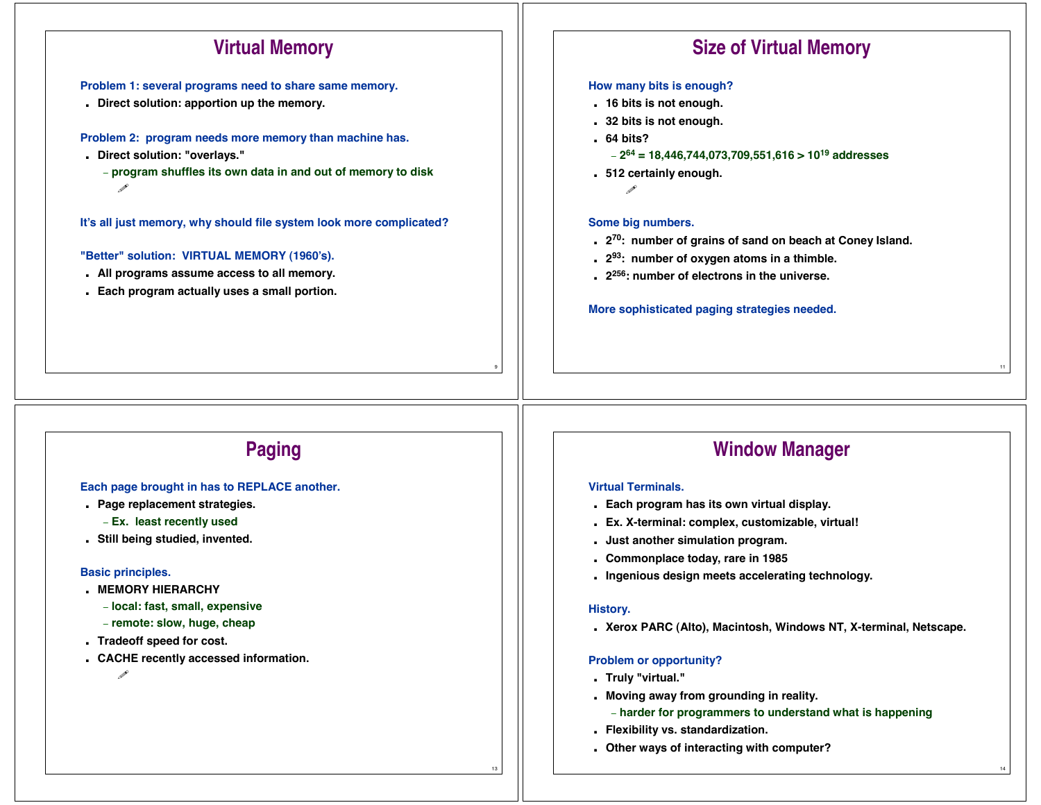# Virtual Memory

**Problem 1: several programs need to share same memory.**

- Direct solution: apportion up the memory.

**Problem 2: program needs more memory than machine has.**

- Direct solution: "overlays."
  - program shuffles its own data in and out of memory to disk

**It's all just memory, why should file system look more complicated?**

**"Better" solution: VIRTUAL MEMORY (1960's).**

- All programs assume access to all memory.
- Each program actually uses a small portion.

# Size of Virtual Memory

**How many bits is enough?**

- 16 bits is not enough.
- 32 bits is not enough.
- 64 bits?
  - $2^{64}$ = 18,446,744,073,709,551,616 > $10^{19}$ addresses
- 512 certainly enough.

**Some big numbers.**

- $2^{70}$: number of grains of sand on beach at Coney Island.
- $2^{93}$: number of oxygen atoms in a thimble.
- $2^{256}$: number of electrons in the universe.

**More sophisticated paging strategies needed.**

# Paging

**Each page brought in has to REPLACE another.**

- Page replacement strategies.
  - Ex. least recently used
- Still being studied, invented.

**Basic principles.**

- MEMORY HIERARCHY
  - local: fast, small, expensive
  - remote: slow, huge, cheap
- Tradeoff speed for cost.
- CACHE recently accessed information.

# Window Manager

**Virtual Terminals.**

- Each program has its own virtual display.
- Ex. X-terminal: complex, customizable, virtual!
- Just another simulation program.
- Commonplace today, rare in 1985
- Ingenious design meets accelerating technology.

**History.**

- Xerox PARC (Alto), Macintosh, Windows NT, X-terminal, Netscape.

**Problem or opportunity?**

- Truly "virtual."
- Moving away from grounding in reality.
  - harder for programmers to understand what is happening
- Flexibility vs. standardization.
- Other ways of interacting with computer?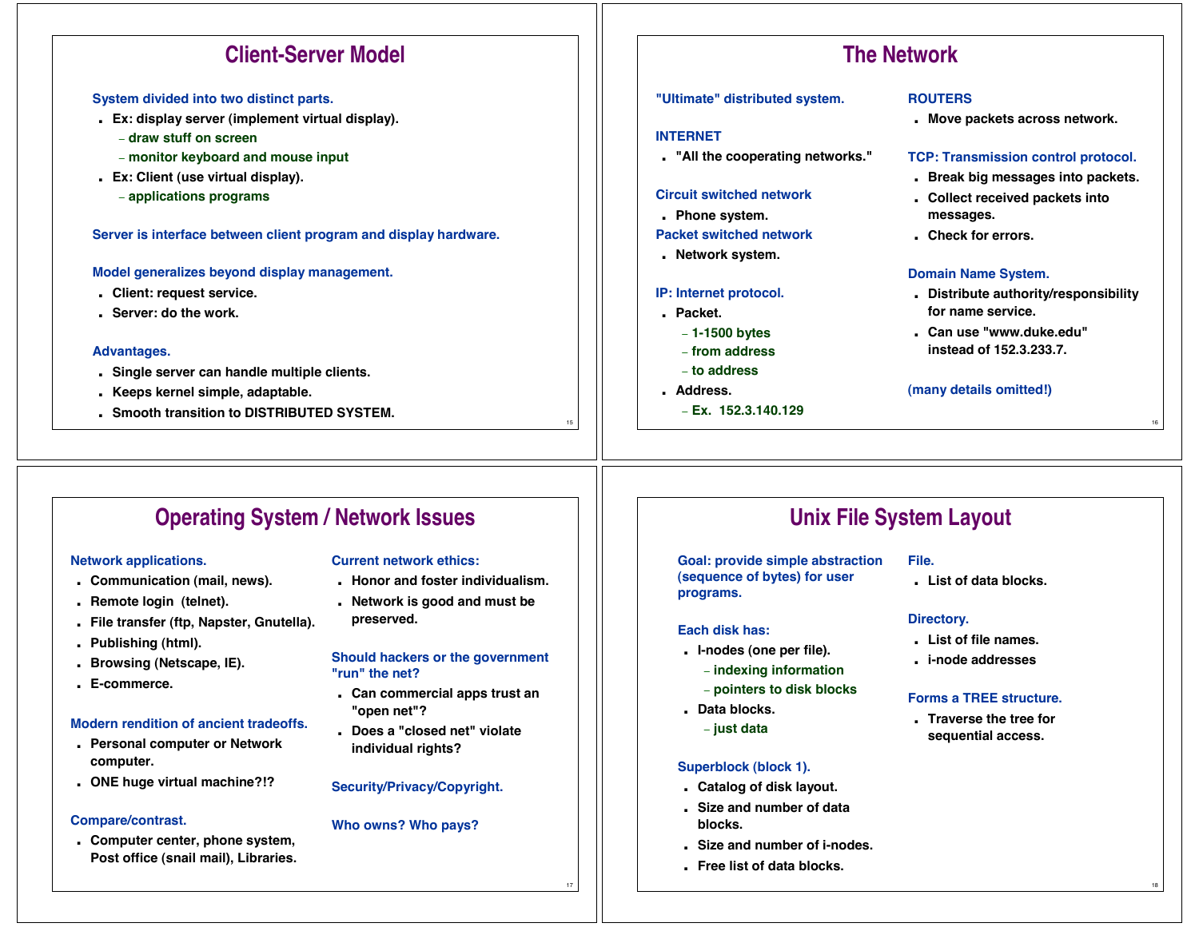# Client-Server Model

**System divided into two distinct parts.**

- Ex: display server (implement virtual display).
  - draw stuff on screen
  - monitor keyboard and mouse input
- Ex: Client (use virtual display).
  - applications programs

**Server is interface between client program and display hardware.**

**Model generalizes beyond display management.**

- Client: request service.
- Server: do the work.

**Advantages.**

- Single server can handle multiple clients.
- Keeps kernel simple, adaptable.
- Smooth transition to DISTRIBUTED SYSTEM.

# The Network

**"Ultimate" distributed system.**

**INTERNET**

- "All the cooperating networks."

**Circuit switched network**

- Phone system.

**Packet switched network**

- Network system.

**IP: Internet protocol.**

- Packet.
  - 1-1500 bytes
  - from address
  - to address
- Address.
  - Ex. 152.3.140.129

**ROUTERS**

- Move packets across network.

**TCP: Transmission control protocol.**

- Break big messages into packets.
- Collect received packets into messages.
- Check for errors.

**Domain Name System.**

- Distribute authority/responsibility for name service.
- Can use "www.duke.edu" instead of 152.3.233.7.

**(many details omitted!)**

# Operating System / Network Issues

**Network applications.**

- Communication (mail, news).
- Remote login (telnet).
- File transfer (ftp, Napster, Gnutella).
- Publishing (html).
- Browsing (Netscape, IE).
- E-commerce.

**Modern rendition of ancient tradeoffs.**

- Personal computer or Network computer.
- ONE huge virtual machine?!?

**Compare/contrast.**

- Computer center, phone system, Post office (snail mail), Libraries.

**Current network ethics:**

- Honor and foster individualism.
- Network is good and must be preserved.

**Should hackers or the government "run" the net?**

- Can commercial apps trust an "open net"?
- Does a "closed net" violate individual rights?

**Security/Privacy/Copyright.**

**Who owns? Who pays?**

# Unix File System Layout

**Goal: provide simple abstraction (sequence of bytes) for user programs.**

**Each disk has:**

- I-nodes (one per file).
  - indexing information
  - pointers to disk blocks
- Data blocks.
  - just data

**Superblock (block 1).**

- Catalog of disk layout.
- Size and number of data blocks.
- Size and number of i-nodes.
- Free list of data blocks.

**File.**

- List of data blocks.

**Directory.**

- List of file names.
- i-node addresses

**Forms a TREE structure.**

- Traverse the tree for sequential access.